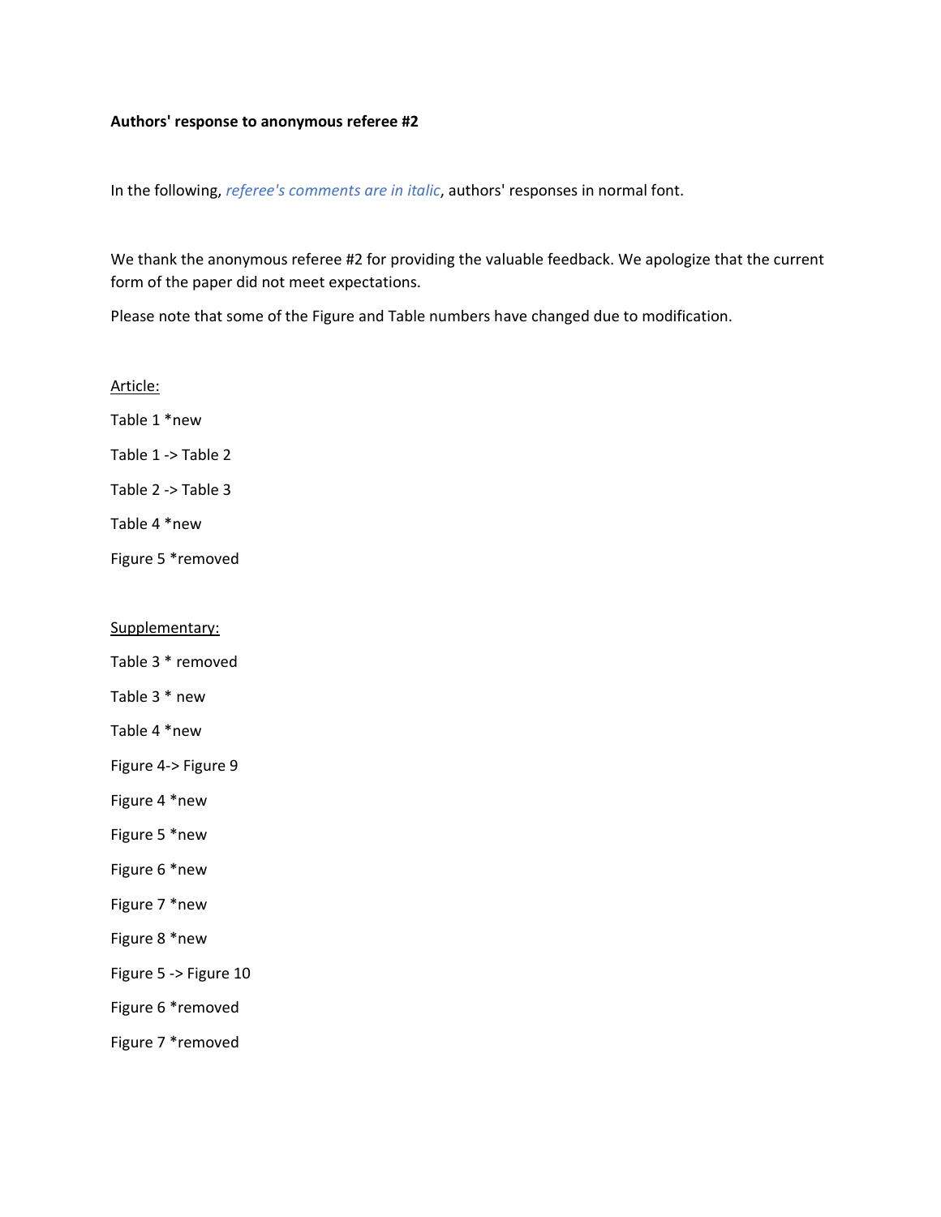**Authors' response to anonymous referee #2**

In the following, *referee's comments are in italic*, authors' responses in normal font.

We thank the anonymous referee #2 for providing the valuable feedback. We apologize that the current form of the paper did not meet expectations.

Please note that some of the Figure and Table numbers have changed due to modification.

<u>Article:</u>

Table 1 *new

Table 1 -> Table 2

Table 2 -> Table 3

Table 4 *new

Figure 5 *removed

<u>Supplementary:</u>

Table 3 * removed

Table 3 * new

Table 4 *new

Figure 4-> Figure 9

Figure 4 *new

Figure 5 *new

Figure 6 *new

Figure 7 *new

Figure 8 *new

Figure 5 -> Figure 10

Figure 6 *removed

Figure 7 *removed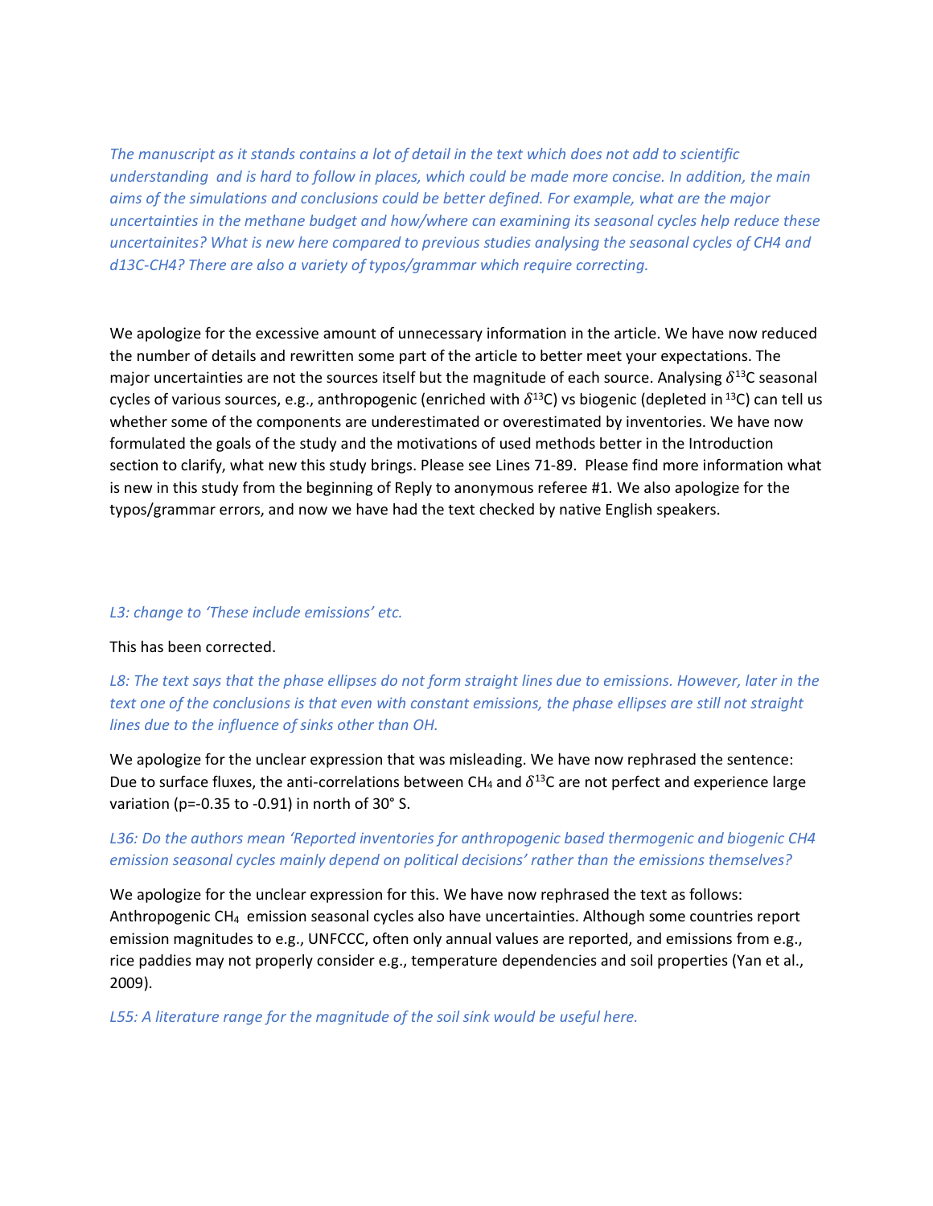*The manuscript as it stands contains a lot of detail in the text which does not add to scientific understanding and is hard to follow in places, which could be made more concise. In addition, the main aims of the simulations and conclusions could be better defined. For example, what are the major uncertainties in the methane budget and how/where can examining its seasonal cycles help reduce these uncertainites? What is new here compared to previous studies analysing the seasonal cycles of CH4 and d13C-CH4? There are also a variety of typos/grammar which require correcting.*

We apologize for the excessive amount of unnecessary information in the article. We have now reduced the number of details and rewritten some part of the article to better meet your expectations. The major uncertainties are not the sources itself but the magnitude of each source. Analysing $\delta^{13}$C seasonal cycles of various sources, e.g., anthropogenic (enriched with $\delta^{13}$C) vs biogenic (depleted in $^{13}$C) can tell us whether some of the components are underestimated or overestimated by inventories. We have now formulated the goals of the study and the motivations of used methods better in the Introduction section to clarify, what new this study brings. Please see Lines 71-89. Please find more information what is new in this study from the beginning of Reply to anonymous referee #1. We also apologize for the typos/grammar errors, and now we have had the text checked by native English speakers.

*L3: change to 'These include emissions' etc.*

This has been corrected.

*L8: The text says that the phase ellipses do not form straight lines due to emissions. However, later in the text one of the conclusions is that even with constant emissions, the phase ellipses are still not straight lines due to the influence of sinks other than OH.*

We apologize for the unclear expression that was misleading. We have now rephrased the sentence: Due to surface fluxes, the anti-correlations between $CH_4$ and $\delta^{13}$C are not perfect and experience large variation ($p$=-0.35 to -0.91) in north of 30° S.

*L36: Do the authors mean 'Reported inventories for anthropogenic based thermogenic and biogenic CH4 emission seasonal cycles mainly depend on political decisions' rather than the emissions themselves?*

We apologize for the unclear expression for this. We have now rephrased the text as follows: Anthropogenic $CH_4$ emission seasonal cycles also have uncertainties. Although some countries report emission magnitudes to e.g., UNFCCC, often only annual values are reported, and emissions from e.g., rice paddies may not properly consider e.g., temperature dependencies and soil properties (Yan et al., 2009).

*L55: A literature range for the magnitude of the soil sink would be useful here.*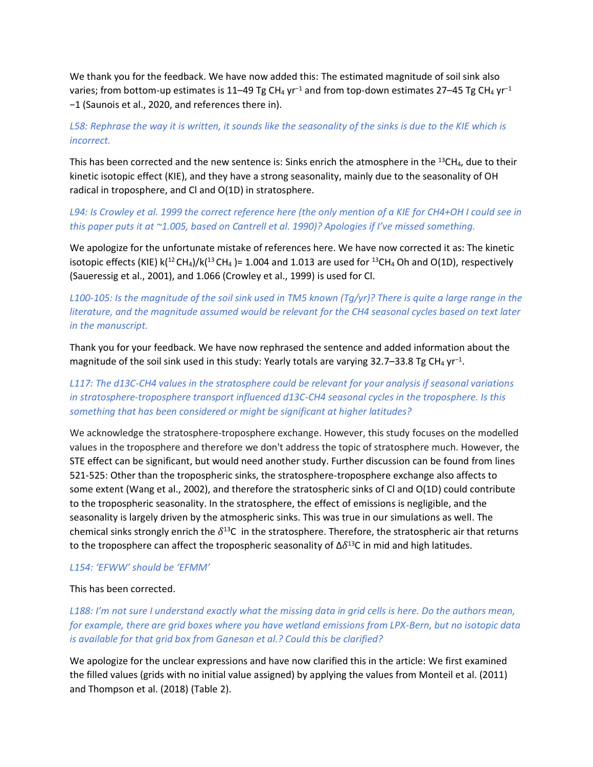We thank you for the feedback. We have now added this: The estimated magnitude of soil sink also varies; from bottom-up estimates is 11–49 Tg $CH_4$ $yr^{-1}$ and from top-down estimates 27–45 Tg $CH_4$ $yr^{-1}$ −1 (Saunois et al., 2020, and references there in).

*L58: Rephrase the way it is written, it sounds like the seasonality of the sinks is due to the KIE which is incorrect.*

This has been corrected and the new sentence is: Sinks enrich the atmosphere in the $^{13}CH_4$, due to their kinetic isotopic effect (KIE), and they have a strong seasonality, mainly due to the seasonality of OH radical in troposphere, and Cl and O(1D) in stratosphere.

*L94: Is Crowley et al. 1999 the correct reference here (the only mention of a KIE for CH4+OH I could see in this paper puts it at ~1.005, based on Cantrell et al. 1990)? Apologies if I've missed something.*

We apologize for the unfortunate mistake of references here. We have now corrected it as: The kinetic isotopic effects (KIE) $k(^{12}CH_4)/k(^{13}CH_4)$ = 1.004 and 1.013 are used for $^{13}CH_4$ Oh and O(1D), respectively (Saueressig et al., 2001), and 1.066 (Crowley et al., 1999) is used for Cl.

*L100-105: Is the magnitude of the soil sink used in TM5 known (Tg/yr)? There is quite a large range in the literature, and the magnitude assumed would be relevant for the CH4 seasonal cycles based on text later in the manuscript.*

Thank you for your feedback. We have now rephrased the sentence and added information about the magnitude of the soil sink used in this study: Yearly totals are varying 32.7–33.8 Tg $CH_4$ $yr^{-1}$.

*L117: The d13C-CH4 values in the stratosphere could be relevant for your analysis if seasonal variations in stratosphere-troposphere transport influenced d13C-CH4 seasonal cycles in the troposphere. Is this something that has been considered or might be significant at higher latitudes?*

We acknowledge the stratosphere-troposphere exchange. However, this study focuses on the modelled values in the troposphere and therefore we don't address the topic of stratosphere much. However, the STE effect can be significant, but would need another study. Further discussion can be found from lines 521-525: Other than the tropospheric sinks, the stratosphere-troposphere exchange also affects to some extent (Wang et al., 2002), and therefore the stratospheric sinks of Cl and O(1D) could contribute to the tropospheric seasonality. In the stratosphere, the effect of emissions is negligible, and the seasonality is largely driven by the atmospheric sinks. This was true in our simulations as well. The chemical sinks strongly enrich the $\delta^{13}C$ in the stratosphere. Therefore, the stratospheric air that returns to the troposphere can affect the tropospheric seasonality of $\Delta\delta^{13}C$ in mid and high latitudes.

*L154: 'EFWW' should be 'EFMM'*

This has been corrected.

*L188: I'm not sure I understand exactly what the missing data in grid cells is here. Do the authors mean, for example, there are grid boxes where you have wetland emissions from LPX-Bern, but no isotopic data is available for that grid box from Ganesan et al.? Could this be clarified?*

We apologize for the unclear expressions and have now clarified this in the article: We first examined the filled values (grids with no initial value assigned) by applying the values from Monteil et al. (2011) and Thompson et al. (2018) (Table 2).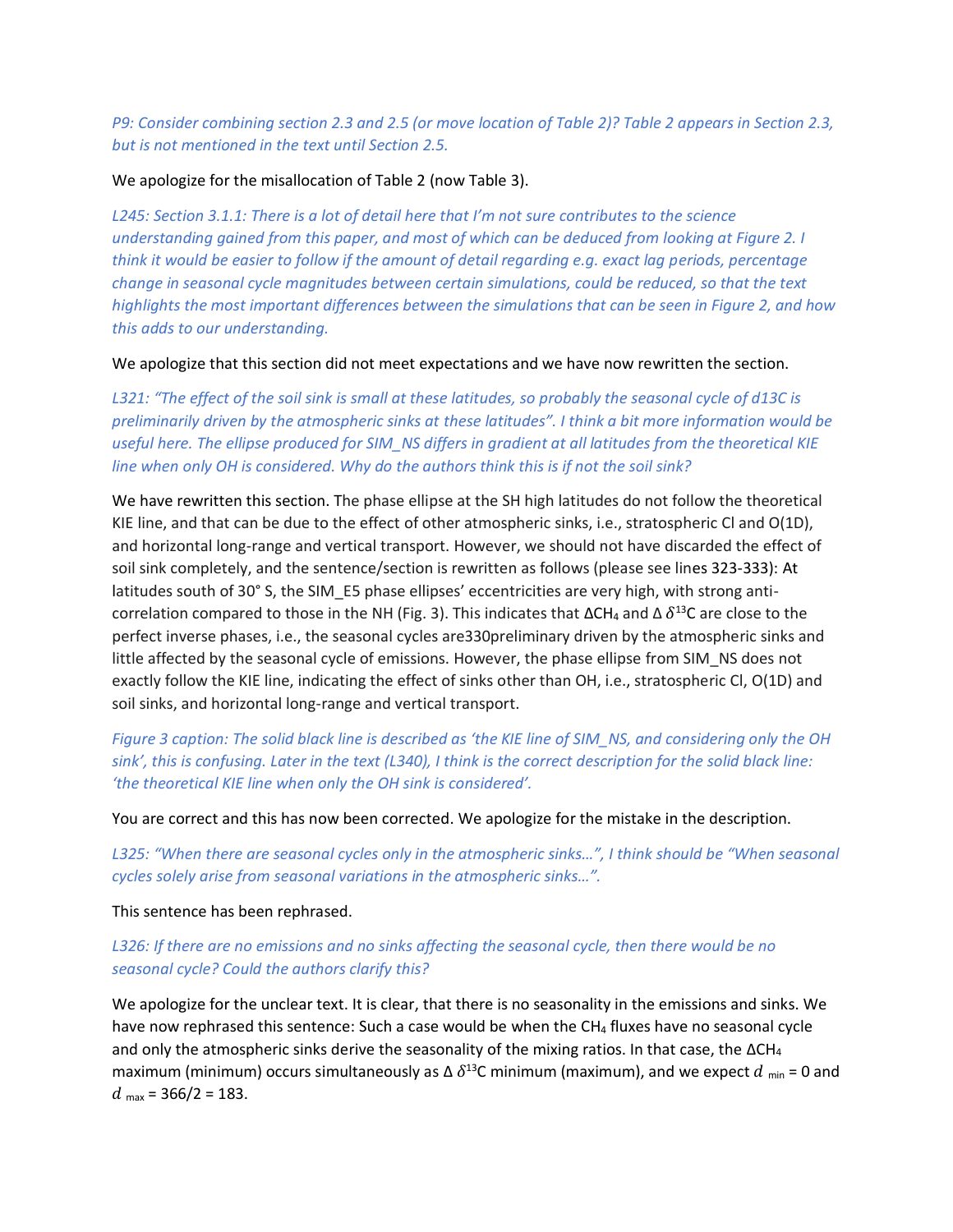*P9: Consider combining section 2.3 and 2.5 (or move location of Table 2)? Table 2 appears in Section 2.3, but is not mentioned in the text until Section 2.5.*

We apologize for the misallocation of Table 2 (now Table 3).

*L245: Section 3.1.1: There is a lot of detail here that I'm not sure contributes to the science understanding gained from this paper, and most of which can be deduced from looking at Figure 2. I think it would be easier to follow if the amount of detail regarding e.g. exact lag periods, percentage change in seasonal cycle magnitudes between certain simulations, could be reduced, so that the text highlights the most important differences between the simulations that can be seen in Figure 2, and how this adds to our understanding.*

We apologize that this section did not meet expectations and we have now rewritten the section.

*L321: "The effect of the soil sink is small at these latitudes, so probably the seasonal cycle of d13C is preliminarily driven by the atmospheric sinks at these latitudes". I think a bit more information would be useful here. The ellipse produced for SIM_NS differs in gradient at all latitudes from the theoretical KIE line when only OH is considered. Why do the authors think this is if not the soil sink?*

We have rewritten this section. The phase ellipse at the SH high latitudes do not follow the theoretical KIE line, and that can be due to the effect of other atmospheric sinks, i.e., stratospheric Cl and O(1D), and horizontal long-range and vertical transport. However, we should not have discarded the effect of soil sink completely, and the sentence/section is rewritten as follows (please see lines 323-333): At latitudes south of 30° S, the SIM_E5 phase ellipses' eccentricities are very high, with strong anti-correlation compared to those in the NH (Fig. 3). This indicates that $\Delta CH_4$ and $\Delta\,\delta^{13}C$ are close to the perfect inverse phases, i.e., the seasonal cycles are330preliminary driven by the atmospheric sinks and little affected by the seasonal cycle of emissions. However, the phase ellipse from SIM_NS does not exactly follow the KIE line, indicating the effect of sinks other than OH, i.e., stratospheric Cl, O(1D) and soil sinks, and horizontal long-range and vertical transport.

*Figure 3 caption: The solid black line is described as 'the KIE line of SIM_NS, and considering only the OH sink', this is confusing. Later in the text (L340), I think is the correct description for the solid black line: 'the theoretical KIE line when only the OH sink is considered'.*

You are correct and this has now been corrected. We apologize for the mistake in the description.

*L325: "When there are seasonal cycles only in the atmospheric sinks…", I think should be "When seasonal cycles solely arise from seasonal variations in the atmospheric sinks…".*

This sentence has been rephrased.

*L326: If there are no emissions and no sinks affecting the seasonal cycle, then there would be no seasonal cycle? Could the authors clarify this?*

We apologize for the unclear text. It is clear, that there is no seasonality in the emissions and sinks. We have now rephrased this sentence: Such a case would be when the $CH_4$ fluxes have no seasonal cycle and only the atmospheric sinks derive the seasonality of the mixing ratios. In that case, the $\Delta CH_4$ maximum (minimum) occurs simultaneously as $\Delta\,\delta^{13}C$ minimum (maximum), and we expect $d_{min} = 0$ and $d_{max} = 366/2 = 183$.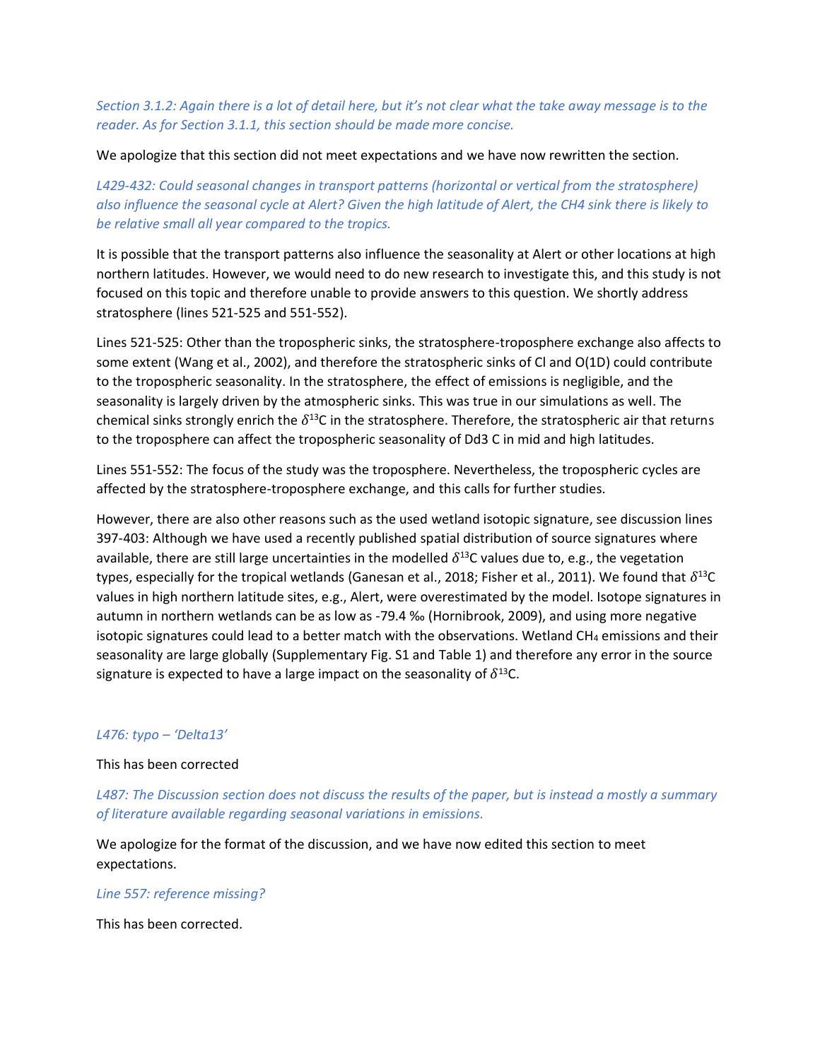*Section 3.1.2: Again there is a lot of detail here, but it's not clear what the take away message is to the reader. As for Section 3.1.1, this section should be made more concise.*

We apologize that this section did not meet expectations and we have now rewritten the section.

*L429-432: Could seasonal changes in transport patterns (horizontal or vertical from the stratosphere) also influence the seasonal cycle at Alert? Given the high latitude of Alert, the CH4 sink there is likely to be relative small all year compared to the tropics.*

It is possible that the transport patterns also influence the seasonality at Alert or other locations at high northern latitudes. However, we would need to do new research to investigate this, and this study is not focused on this topic and therefore unable to provide answers to this question. We shortly address stratosphere (lines 521-525 and 551-552).

Lines 521-525: Other than the tropospheric sinks, the stratosphere-troposphere exchange also affects to some extent (Wang et al., 2002), and therefore the stratospheric sinks of Cl and O(1D) could contribute to the tropospheric seasonality. In the stratosphere, the effect of emissions is negligible, and the seasonality is largely driven by the atmospheric sinks. This was true in our simulations as well. The chemical sinks strongly enrich the $\delta^{13}$C in the stratosphere. Therefore, the stratospheric air that returns to the troposphere can affect the tropospheric seasonality of Dd3 C in mid and high latitudes.

Lines 551-552: The focus of the study was the troposphere. Nevertheless, the tropospheric cycles are affected by the stratosphere-troposphere exchange, and this calls for further studies.

However, there are also other reasons such as the used wetland isotopic signature, see discussion lines 397-403: Although we have used a recently published spatial distribution of source signatures where available, there are still large uncertainties in the modelled $\delta^{13}$C values due to, e.g., the vegetation types, especially for the tropical wetlands (Ganesan et al., 2018; Fisher et al., 2011). We found that $\delta^{13}$C values in high northern latitude sites, e.g., Alert, were overestimated by the model. Isotope signatures in autumn in northern wetlands can be as low as -79.4 ‰ (Hornibrook, 2009), and using more negative isotopic signatures could lead to a better match with the observations. Wetland $CH_4$ emissions and their seasonality are large globally (Supplementary Fig. S1 and Table 1) and therefore any error in the source signature is expected to have a large impact on the seasonality of $\delta^{13}$C.

*L476: typo – 'Delta13'*

This has been corrected

*L487: The Discussion section does not discuss the results of the paper, but is instead a mostly a summary of literature available regarding seasonal variations in emissions.*

We apologize for the format of the discussion, and we have now edited this section to meet expectations.

*Line 557: reference missing?*

This has been corrected.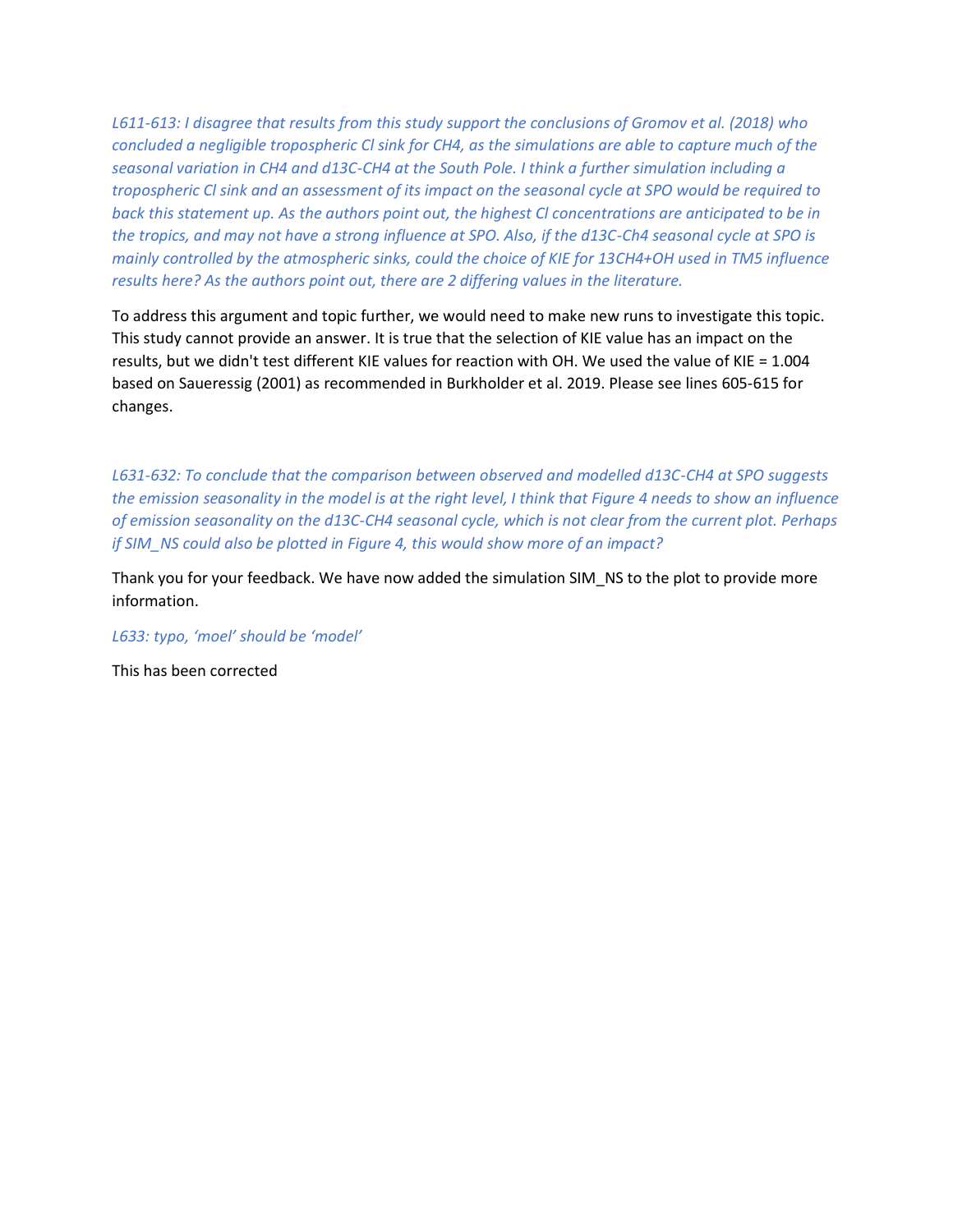*L611-613: I disagree that results from this study support the conclusions of Gromov et al. (2018) who concluded a negligible tropospheric Cl sink for CH4, as the simulations are able to capture much of the seasonal variation in CH4 and d13C-CH4 at the South Pole. I think a further simulation including a tropospheric Cl sink and an assessment of its impact on the seasonal cycle at SPO would be required to back this statement up. As the authors point out, the highest Cl concentrations are anticipated to be in the tropics, and may not have a strong influence at SPO. Also, if the d13C-Ch4 seasonal cycle at SPO is mainly controlled by the atmospheric sinks, could the choice of KIE for 13CH4+OH used in TM5 influence results here? As the authors point out, there are 2 differing values in the literature.*

To address this argument and topic further, we would need to make new runs to investigate this topic. This study cannot provide an answer. It is true that the selection of KIE value has an impact on the results, but we didn't test different KIE values for reaction with OH. We used the value of KIE = 1.004 based on Saueressig (2001) as recommended in Burkholder et al. 2019. Please see lines 605-615 for changes.

*L631-632: To conclude that the comparison between observed and modelled d13C-CH4 at SPO suggests the emission seasonality in the model is at the right level, I think that Figure 4 needs to show an influence of emission seasonality on the d13C-CH4 seasonal cycle, which is not clear from the current plot. Perhaps if SIM_NS could also be plotted in Figure 4, this would show more of an impact?*

Thank you for your feedback. We have now added the simulation SIM_NS to the plot to provide more information.

*L633: typo, 'moel' should be 'model'*

This has been corrected